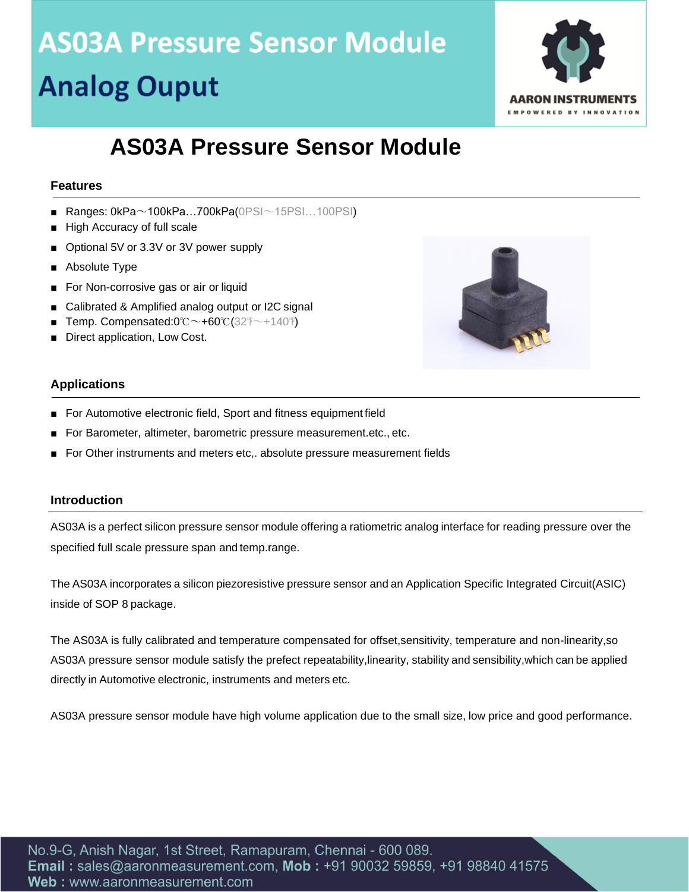# AS03A Pressure Sensor Module

## Analog Ouput

# AS03A Pressure Sensor Module

### Features

- Ranges: 0kPa～100kPa…700kPa(0PSI～15PSI…100PSI)
- High Accuracy of full scale
- Optional 5V or 3.3V or 3V power supply
- Absolute Type
- For Non-corrosive gas or air or liquid
- Calibrated & Amplified analog output or I2C signal
- Temp. Compensated:0℃～+60℃(32℉～+140℉)
- Direct application, Low Cost.

### Applications

- For Automotive electronic field, Sport and fitness equipment field
- For Barometer, altimeter, barometric pressure measurement.etc., etc.
- For Other instruments and meters etc,. absolute pressure measurement fields

### Introduction

AS03A is a perfect silicon pressure sensor module offering a ratiometric analog interface for reading pressure over the specified full scale pressure span and temp.range.

The AS03A incorporates a silicon piezoresistive pressure sensor and an Application Specific Integrated Circuit(ASIC) inside of SOP 8 package.

The AS03A is fully calibrated and temperature compensated for offset,sensitivity, temperature and non-linearity,so AS03A pressure sensor module satisfy the prefect repeatability,linearity, stability and sensibility,which can be applied directly in Automotive electronic, instruments and meters etc.

AS03A pressure sensor module have high volume application due to the small size, low price and good performance.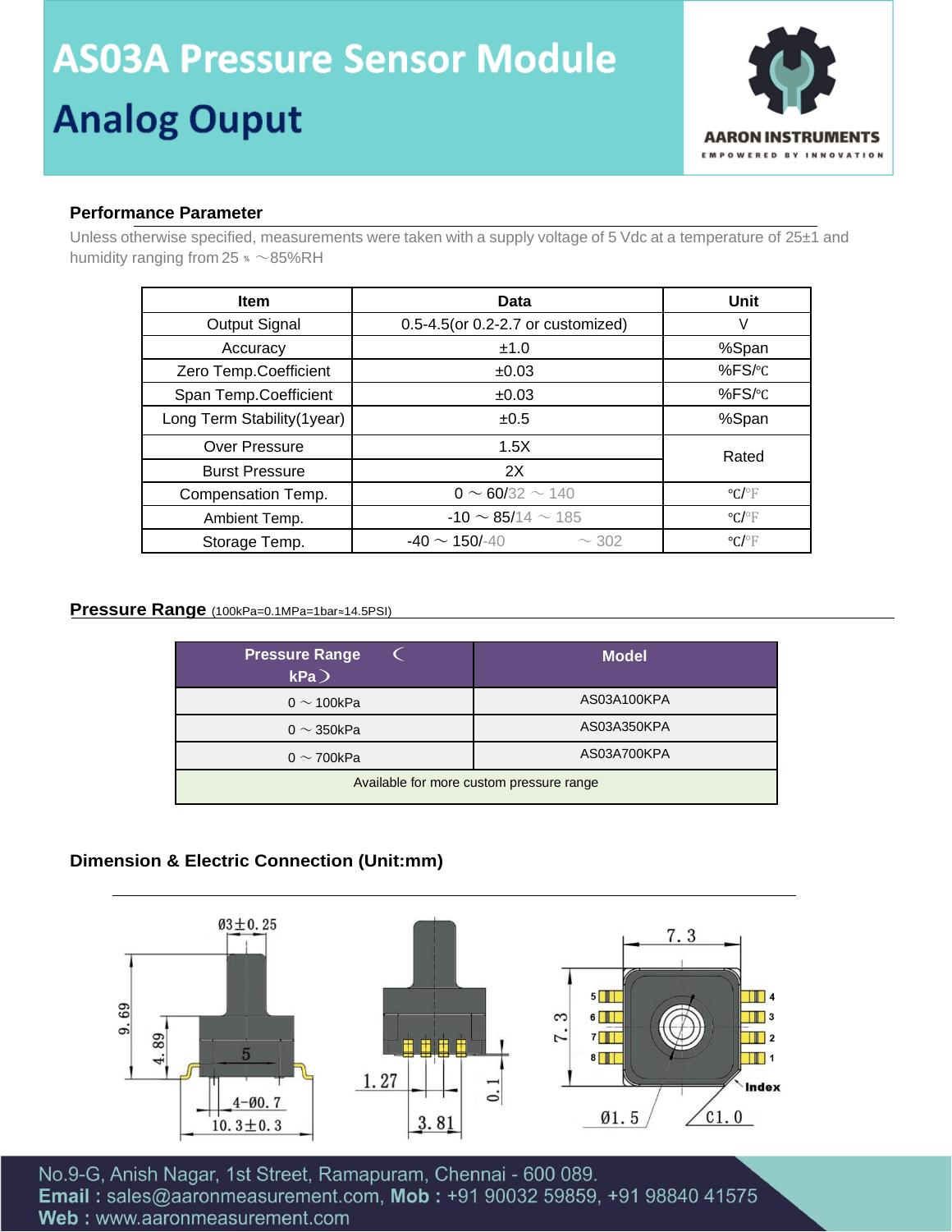# AS03A Pressure Sensor Module

## Analog Ouput

### Performance Parameter

Unless otherwise specified, measurements were taken with a supply voltage of 5 Vdc at a temperature of 25±1 and humidity ranging from 25 ％ ～85%RH

| Item | Data | Unit |
|---|---|---|
| Output Signal | 0.5-4.5(or 0.2-2.7 or customized) | V |
| Accuracy | ±1.0 | %Span |
| Zero Temp.Coefficient | ±0.03 | %FS/℃ |
| Span Temp.Coefficient | ±0.03 | %FS/℃ |
| Long Term Stability(1year) | ±0.5 | %Span |
| Over Pressure | 1.5X | Rated |
| Burst Pressure | 2X | |
| Compensation Temp. | 0 ～ 60/32 ～ 140 | ℃/℉ |
| Ambient Temp. | -10 ～ 85/14 ～ 185 | ℃/℉ |
| Storage Temp. | -40 ～ 150/-40 ～ 302 | ℃/℉ |

### Pressure Range (100kPa=0.1MPa=1bar≈14.5PSI)

| Pressure Range （kPa） | Model |
|---|---|
| 0 ～ 100kPa | AS03A100KPA |
| 0 ～ 350kPa | AS03A350KPA |
| 0 ～ 700kPa | AS03A700KPA |
| Available for more custom pressure range | |

### Dimension & Electric Connection (Unit:mm)

Ø3±0.25, 9.69, 4.89, 5, 4-Ø0.7, 10.3±0.3, 1.27, 3.81, 0.1, 7.3, 7.3, Ø1.5, C1.0, Index, 1, 2, 3, 4, 5, 6, 7, 8

No.9-G, Anish Nagar, 1st Street, Ramapuram, Chennai - 600 089.
**Email :** sales@aaronmeasurement.com, **Mob :** +91 90032 59859, +91 98840 41575
**Web :** www.aaronmeasurement.com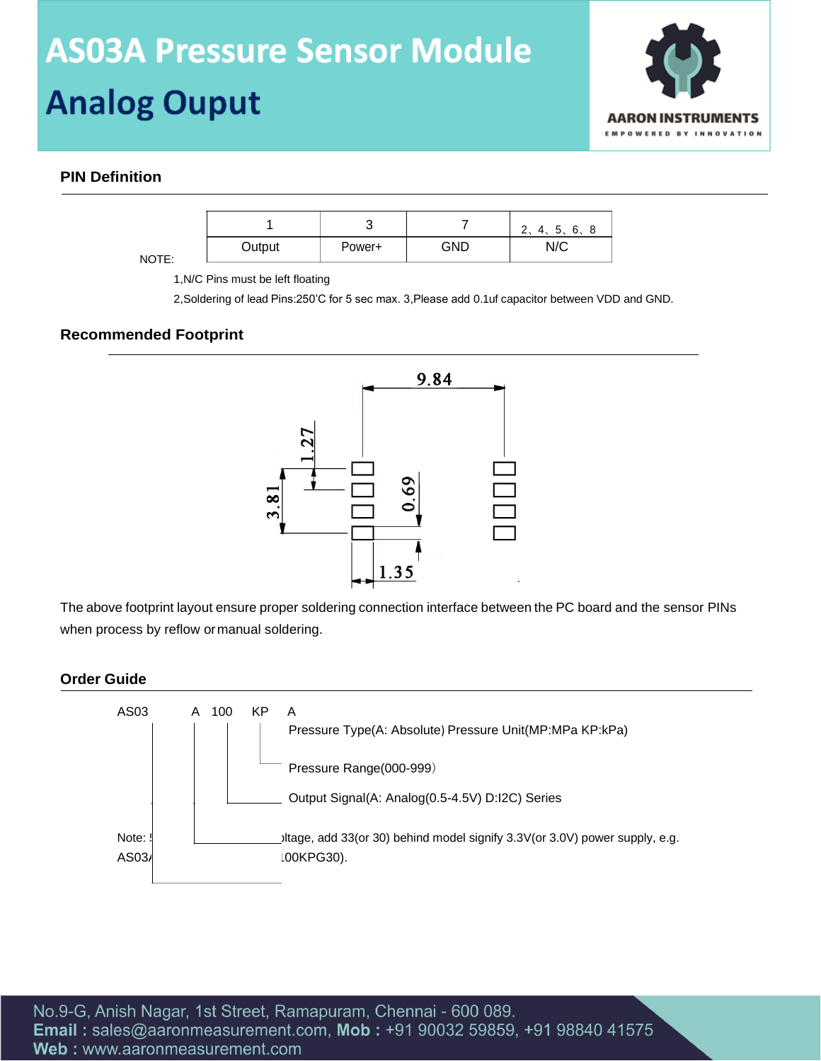# AS03A Pressure Sensor Module

## Analog Ouput

### PIN Definition

| 1 | 3 | 7 | 2、4、5、6、8 |
| --- | --- | --- | --- |
| Output | Power+ | GND | N/C |

NOTE:

1,N/C Pins must be left floating

2,Soldering of lead Pins:250'C for 5 sec max. 3,Please add 0.1uf capacitor between VDD and GND.

### Recommended Footprint

9.84

1.27

3.81

0.69

1.35

The above footprint layout ensure proper soldering connection interface between the PC board and the sensor PINs when process by reflow or manual soldering.

### Order Guide

AS03 A 100 KP A

Pressure Type(A: Absolute) Pressure Unit(MP:MPa KP:kPa)

Pressure Range(000-999）

Output Signal(A: Analog(0.5-4.5V) D:I2C) Series

Note: 5 ...oltage, add 33(or 30) behind model signify 3.3V(or 3.0V) power supply, e.g. AS03A...100KPG30).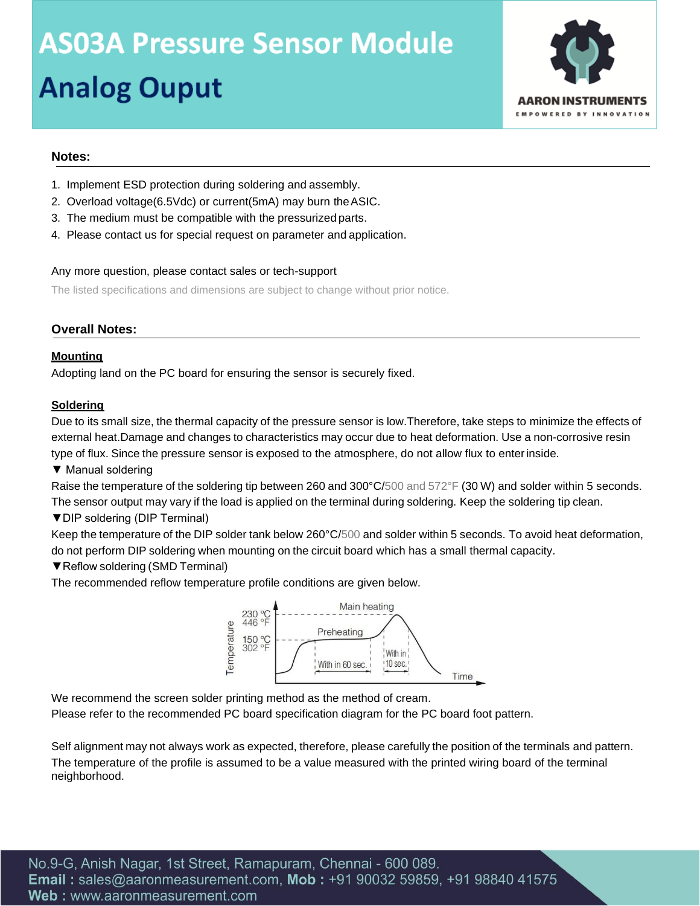**Notes:**

1. Implement ESD protection during soldering and assembly.
2. Overload voltage(6.5Vdc) or current(5mA) may burn the ASIC.
3. The medium must be compatible with the pressurized parts.
4. Please contact us for special request on parameter and application.

Any more question, please contact sales or tech-support

The listed specifications and dimensions are subject to change without prior notice.

**Overall Notes:**

**Mounting**

Adopting land on the PC board for ensuring the sensor is securely fixed.

**Soldering**

Due to its small size, the thermal capacity of the pressure sensor is low.Therefore, take steps to minimize the effects of external heat.Damage and changes to characteristics may occur due to heat deformation. Use a non-corrosive resin type of flux. Since the pressure sensor is exposed to the atmosphere, do not allow flux to enter inside.

▼ Manual soldering

Raise the temperature of the soldering tip between 260 and 300°C/500 and 572°F (30 W) and solder within 5 seconds. The sensor output may vary if the load is applied on the terminal during soldering. Keep the soldering tip clean.

▼DIP soldering (DIP Terminal)

Keep the temperature of the DIP solder tank below 260°C/500 and solder within 5 seconds. To avoid heat deformation, do not perform DIP soldering when mounting on the circuit board which has a small thermal capacity.

▼Reflow soldering (SMD Terminal)

The recommended reflow temperature profile conditions are given below.

Temperature: 230 °C / 446 °F (Main heating); 150 °C / 302 °F (Preheating). Preheating: With in 60 sec. Main heating: With in 10 sec. Time

We recommend the screen solder printing method as the method of cream.

Please refer to the recommended PC board specification diagram for the PC board foot pattern.

Self alignment may not always work as expected, therefore, please carefully the position of the terminals and pattern.

The temperature of the profile is assumed to be a value measured with the printed wiring board of the terminal neighborhood.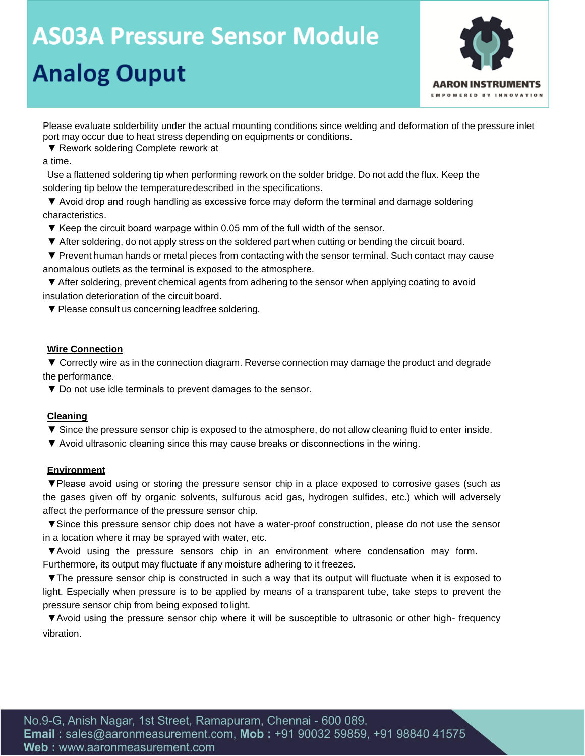Please evaluate solderbility under the actual mounting conditions since welding and deformation of the pressure inlet port may occur due to heat stress depending on equipments or conditions.

▼ Rework soldering Complete rework at a time.

Use a flattened soldering tip when performing rework on the solder bridge. Do not add the flux. Keep the soldering tip below the temperature described in the specifications.

▼ Avoid drop and rough handling as excessive force may deform the terminal and damage soldering characteristics.

▼ Keep the circuit board warpage within 0.05 mm of the full width of the sensor.

▼ After soldering, do not apply stress on the soldered part when cutting or bending the circuit board.

▼ Prevent human hands or metal pieces from contacting with the sensor terminal. Such contact may cause anomalous outlets as the terminal is exposed to the atmosphere.

▼ After soldering, prevent chemical agents from adhering to the sensor when applying coating to avoid insulation deterioration of the circuit board.

▼ Please consult us concerning leadfree soldering.

**Wire Connection**

▼ Correctly wire as in the connection diagram. Reverse connection may damage the product and degrade the performance.

▼ Do not use idle terminals to prevent damages to the sensor.

**Cleaning**

▼ Since the pressure sensor chip is exposed to the atmosphere, do not allow cleaning fluid to enter inside.

▼ Avoid ultrasonic cleaning since this may cause breaks or disconnections in the wiring.

**Environment**

▼Please avoid using or storing the pressure sensor chip in a place exposed to corrosive gases (such as the gases given off by organic solvents, sulfurous acid gas, hydrogen sulfides, etc.) which will adversely affect the performance of the pressure sensor chip.

▼Since this pressure sensor chip does not have a water-proof construction, please do not use the sensor in a location where it may be sprayed with water, etc.

▼Avoid using the pressure sensors chip in an environment where condensation may form. Furthermore, its output may fluctuate if any moisture adhering to it freezes.

▼The pressure sensor chip is constructed in such a way that its output will fluctuate when it is exposed to light. Especially when pressure is to be applied by means of a transparent tube, take steps to prevent the pressure sensor chip from being exposed to light.

▼Avoid using the pressure sensor chip where it will be susceptible to ultrasonic or other high- frequency vibration.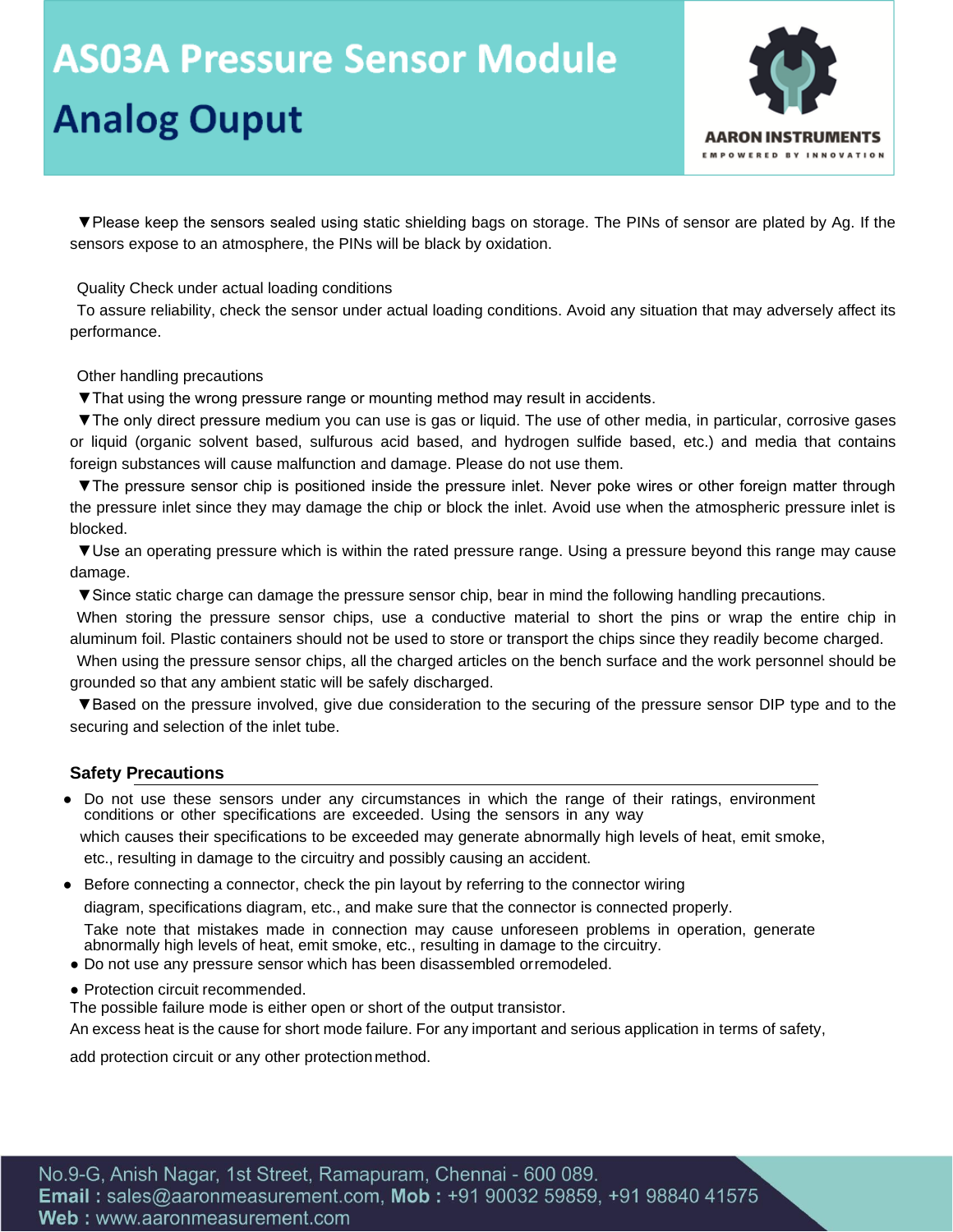▼Please keep the sensors sealed using static shielding bags on storage. The PINs of sensor are plated by Ag. If the sensors expose to an atmosphere, the PINs will be black by oxidation.

Quality Check under actual loading conditions

To assure reliability, check the sensor under actual loading conditions. Avoid any situation that may adversely affect its performance.

Other handling precautions

▼That using the wrong pressure range or mounting method may result in accidents.

▼The only direct pressure medium you can use is gas or liquid. The use of other media, in particular, corrosive gases or liquid (organic solvent based, sulfurous acid based, and hydrogen sulfide based, etc.) and media that contains foreign substances will cause malfunction and damage. Please do not use them.

▼The pressure sensor chip is positioned inside the pressure inlet. Never poke wires or other foreign matter through the pressure inlet since they may damage the chip or block the inlet. Avoid use when the atmospheric pressure inlet is blocked.

▼Use an operating pressure which is within the rated pressure range. Using a pressure beyond this range may cause damage.

▼Since static charge can damage the pressure sensor chip, bear in mind the following handling precautions.

When storing the pressure sensor chips, use a conductive material to short the pins or wrap the entire chip in aluminum foil. Plastic containers should not be used to store or transport the chips since they readily become charged.

When using the pressure sensor chips, all the charged articles on the bench surface and the work personnel should be grounded so that any ambient static will be safely discharged.

▼Based on the pressure involved, give due consideration to the securing of the pressure sensor DIP type and to the securing and selection of the inlet tube.

**Safety Precautions**

- Do not use these sensors under any circumstances in which the range of their ratings, environment conditions or other specifications are exceeded. Using the sensors in any way which causes their specifications to be exceeded may generate abnormally high levels of heat, emit smoke, etc., resulting in damage to the circuitry and possibly causing an accident.
- Before connecting a connector, check the pin layout by referring to the connector wiring diagram, specifications diagram, etc., and make sure that the connector is connected properly. Take note that mistakes made in connection may cause unforeseen problems in operation, generate abnormally high levels of heat, emit smoke, etc., resulting in damage to the circuitry.
- Do not use any pressure sensor which has been disassembled or remodeled.
- Protection circuit recommended.

The possible failure mode is either open or short of the output transistor.

An excess heat is the cause for short mode failure. For any important and serious application in terms of safety, add protection circuit or any other protection method.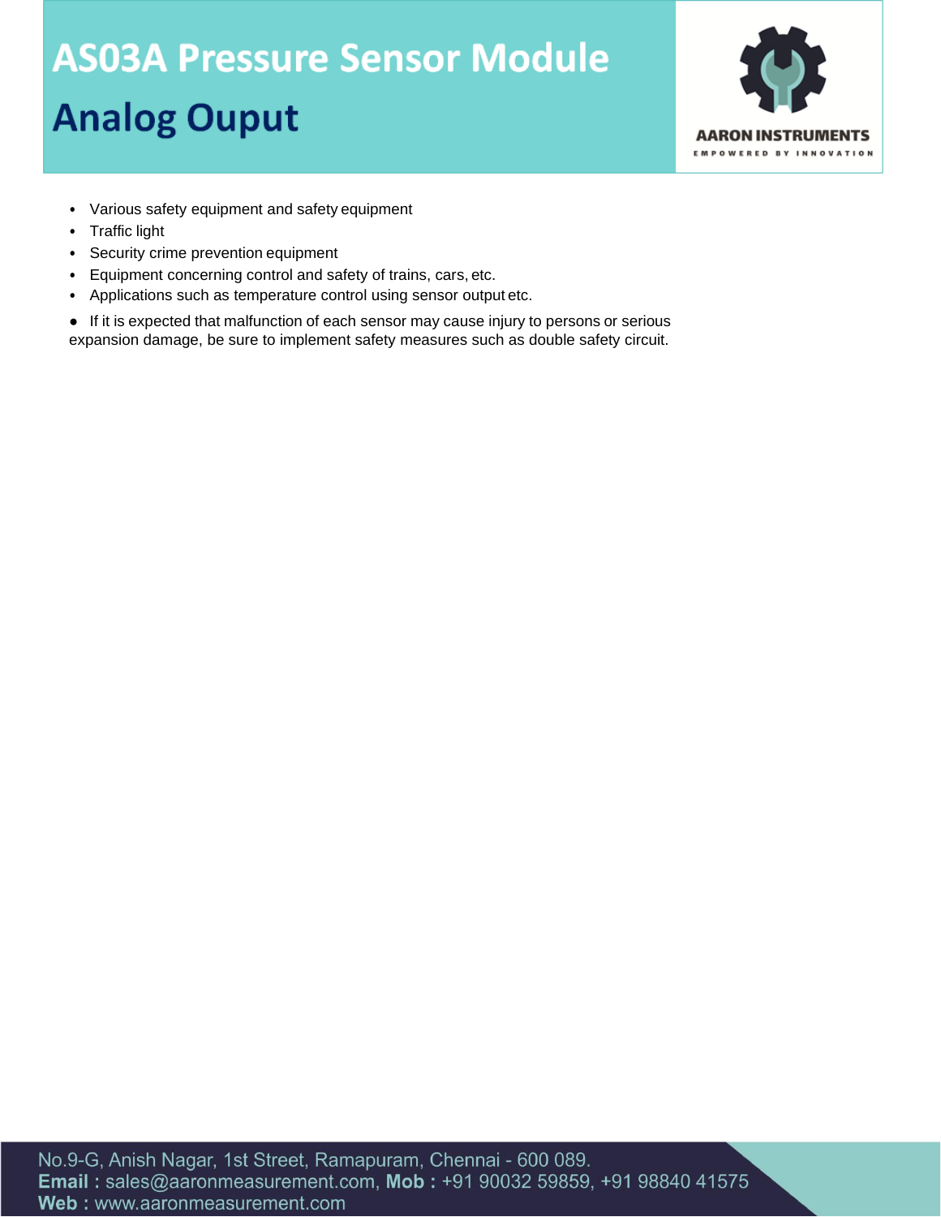- Various safety equipment and safety equipment
- Traffic light
- Security crime prevention equipment
- Equipment concerning control and safety of trains, cars, etc.
- Applications such as temperature control using sensor output etc.

● If it is expected that malfunction of each sensor may cause injury to persons or serious expansion damage, be sure to implement safety measures such as double safety circuit.